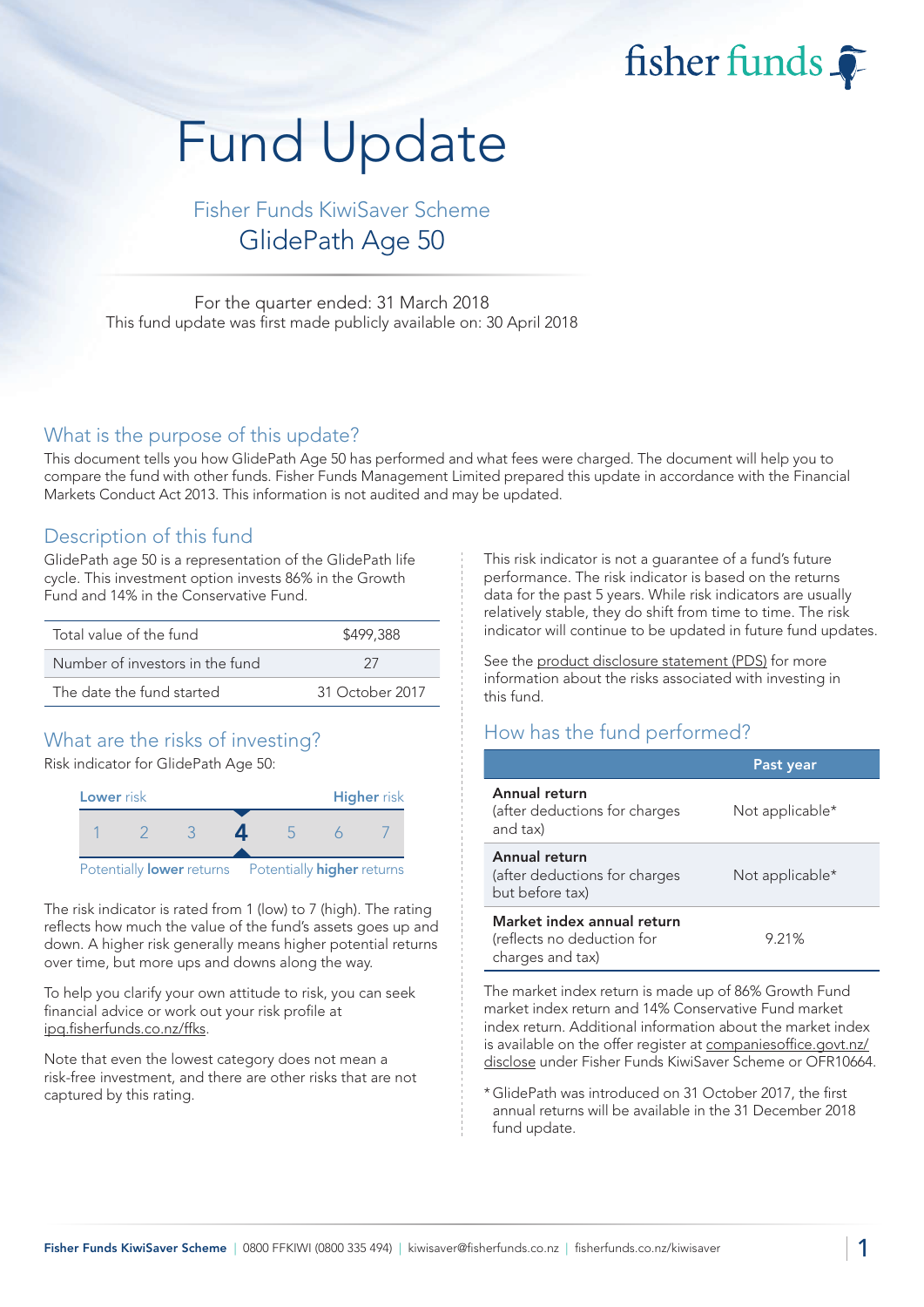fisher funds

# Fund Update

## Fisher Funds KiwiSaver Scheme

## GlidePath Age 50

For the quarter ended: 31 March 2018

This fund update was first made publicly available on: 30 April 2018

## What is the purpose of this update?

This document tells you how GlidePath Age 50 has performed and what fees were charged. The document will help you to compare the fund with other funds. Fisher Funds Management Limited prepared this update in accordance with the Financial Markets Conduct Act 2013. This information is not audited and may be updated.

## Description of this fund

GlidePath age 50 is a representation of the GlidePath life cycle. This investment option invests 86% in the Growth Fund and 14% in the Conservative Fund.

| | |
|---|---|
| Total value of the fund | $499,388 |
| Number of investors in the fund | 27 |
| The date the fund started | 31 October 2017 |

## What are the risks of investing?

Risk indicator for GlidePath Age 50:

**Lower** risk — **Higher** risk

1 2 3 **4** 5 6 7

Potentially **lower** returns — Potentially **higher** returns

The risk indicator is rated from 1 (low) to 7 (high). The rating reflects how much the value of the fund's assets goes up and down. A higher risk generally means higher potential returns over time, but more ups and downs along the way.

To help you clarify your own attitude to risk, you can seek financial advice or work out your risk profile at ipq.fisherfunds.co.nz/ffks.

Note that even the lowest category does not mean a risk-free investment, and there are other risks that are not captured by this rating.

This risk indicator is not a guarantee of a fund's future performance. The risk indicator is based on the returns data for the past 5 years. While risk indicators are usually relatively stable, they do shift from time to time. The risk indicator will continue to be updated in future fund updates.

See the product disclosure statement (PDS) for more information about the risks associated with investing in this fund.

## How has the fund performed?

| | Past year |
|---|---|
| **Annual return** (after deductions for charges and tax) | Not applicable* |
| **Annual return** (after deductions for charges but before tax) | Not applicable* |
| **Market index annual return** (reflects no deduction for charges and tax) | 9.21% |

The market index return is made up of 86% Growth Fund market index return and 14% Conservative Fund market index return. Additional information about the market index is available on the offer register at companiesoffice.govt.nz/disclose under Fisher Funds KiwiSaver Scheme or OFR10664.

\* GlidePath was introduced on 31 October 2017, the first annual returns will be available in the 31 December 2018 fund update.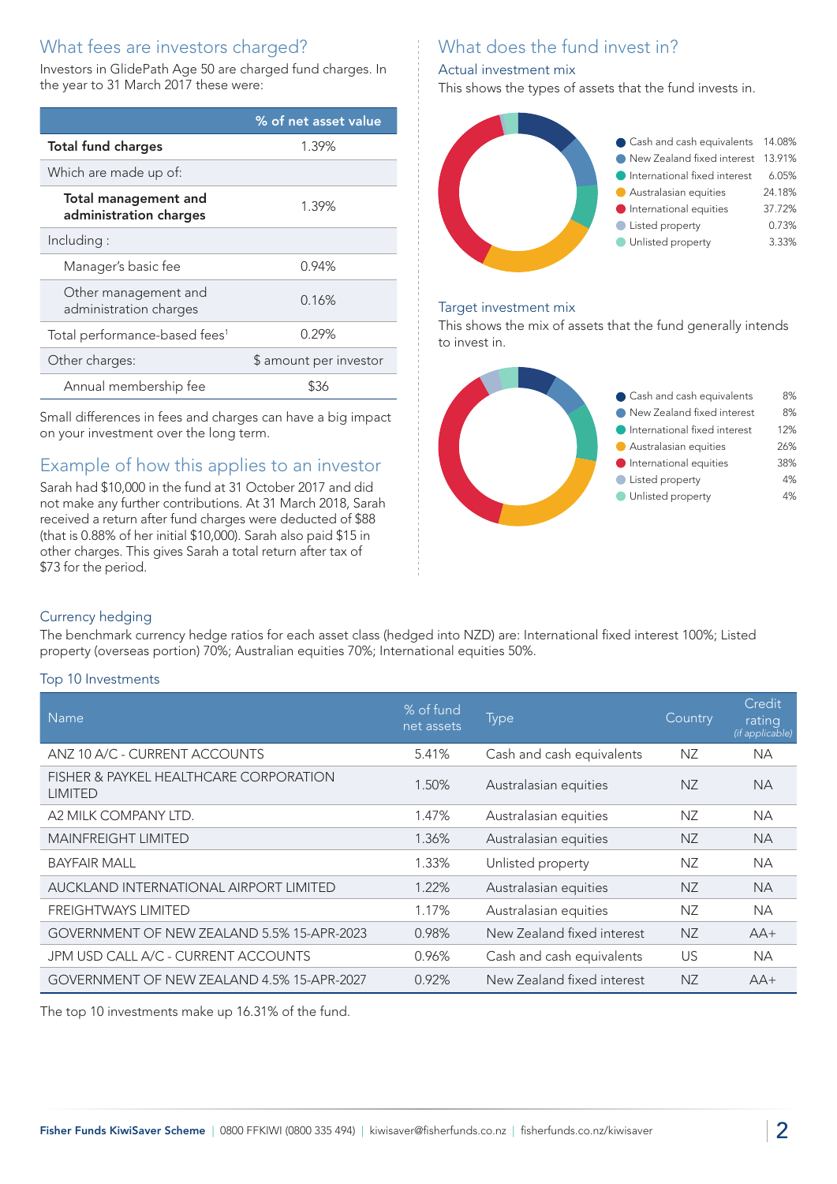## What fees are investors charged?

Investors in GlidePath Age 50 are charged fund charges. In the year to 31 March 2017 these were:

| | % of net asset value |
|---|---|
| **Total fund charges** | 1.39% |
| Which are made up of: | |
| **Total management and administration charges** | 1.39% |
| Including : | |
| Manager's basic fee | 0.94% |
| Other management and administration charges | 0.16% |
| Total performance-based fees[1] | 0.29% |
| Other charges: | $ amount per investor |
| Annual membership fee | $36 |

Small differences in fees and charges can have a big impact on your investment over the long term.

## Example of how this applies to an investor

Sarah had $10,000 in the fund at 31 October 2017 and did not make any further contributions. At 31 March 2018, Sarah received a return after fund charges were deducted of $88 (that is 0.88% of her initial $10,000). Sarah also paid $15 in other charges. This gives Sarah a total return after tax of $73 for the period.

## What does the fund invest in?

### Actual investment mix

This shows the types of assets that the fund invests in.

| Asset | % |
|---|---|
| Cash and cash equivalents | 14.08% |
| New Zealand fixed interest | 13.91% |
| International fixed interest | 6.05% |
| Australasian equities | 24.18% |
| International equities | 37.72% |
| Listed property | 0.73% |
| Unlisted property | 3.33% |

### Target investment mix

This shows the mix of assets that the fund generally intends to invest in.

| Asset | % |
|---|---|
| Cash and cash equivalents | 8% |
| New Zealand fixed interest | 8% |
| International fixed interest | 12% |
| Australasian equities | 26% |
| International equities | 38% |
| Listed property | 4% |
| Unlisted property | 4% |

### Currency hedging

The benchmark currency hedge ratios for each asset class (hedged into NZD) are: International fixed interest 100%; Listed property (overseas portion) 70%; Australian equities 70%; International equities 50%.

### Top 10 Investments

| Name | % of fund net assets | Type | Country | Credit rating *(if applicable)* |
|---|---|---|---|---|
| ANZ 10 A/C - CURRENT ACCOUNTS | 5.41% | Cash and cash equivalents | NZ | NA |
| FISHER & PAYKEL HEALTHCARE CORPORATION LIMITED | 1.50% | Australasian equities | NZ | NA |
| A2 MILK COMPANY LTD. | 1.47% | Australasian equities | NZ | NA |
| MAINFREIGHT LIMITED | 1.36% | Australasian equities | NZ | NA |
| BAYFAIR MALL | 1.33% | Unlisted property | NZ | NA |
| AUCKLAND INTERNATIONAL AIRPORT LIMITED | 1.22% | Australasian equities | NZ | NA |
| FREIGHTWAYS LIMITED | 1.17% | Australasian equities | NZ | NA |
| GOVERNMENT OF NEW ZEALAND 5.5% 15-APR-2023 | 0.98% | New Zealand fixed interest | NZ | AA+ |
| JPM USD CALL A/C - CURRENT ACCOUNTS | 0.96% | Cash and cash equivalents | US | NA |
| GOVERNMENT OF NEW ZEALAND 4.5% 15-APR-2027 | 0.92% | New Zealand fixed interest | NZ | AA+ |

The top 10 investments make up 16.31% of the fund.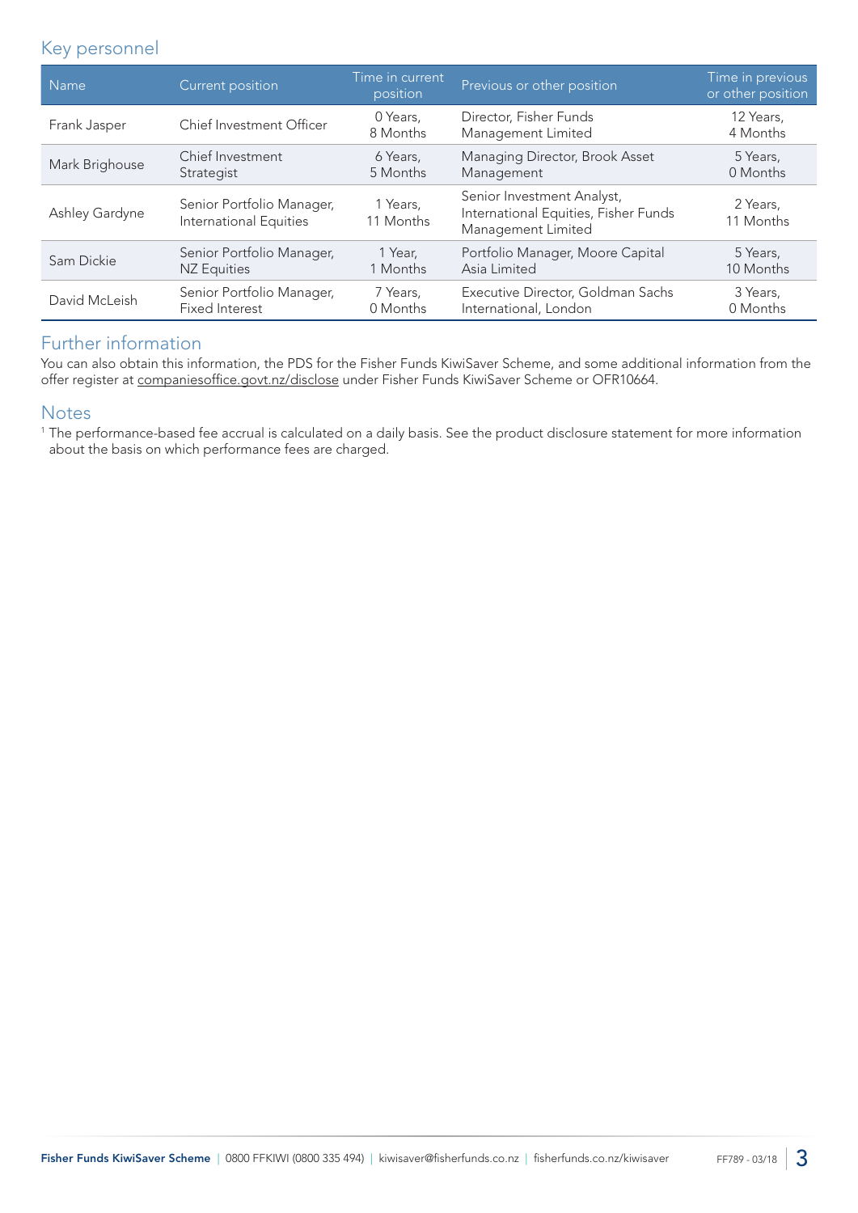## Key personnel

| Name | Current position | Time in current position | Previous or other position | Time in previous or other position |
|---|---|---|---|---|
| Frank Jasper | Chief Investment Officer | 0 Years, 8 Months | Director, Fisher Funds Management Limited | 12 Years, 4 Months |
| Mark Brighouse | Chief Investment Strategist | 6 Years, 5 Months | Managing Director, Brook Asset Management | 5 Years, 0 Months |
| Ashley Gardyne | Senior Portfolio Manager, International Equities | 1 Years, 11 Months | Senior Investment Analyst, International Equities, Fisher Funds Management Limited | 2 Years, 11 Months |
| Sam Dickie | Senior Portfolio Manager, NZ Equities | 1 Year, 1 Months | Portfolio Manager, Moore Capital Asia Limited | 5 Years, 10 Months |
| David McLeish | Senior Portfolio Manager, Fixed Interest | 7 Years, 0 Months | Executive Director, Goldman Sachs International, London | 3 Years, 0 Months |

## Further information

You can also obtain this information, the PDS for the Fisher Funds KiwiSaver Scheme, and some additional information from the offer register at companiesoffice.govt.nz/disclose under Fisher Funds KiwiSaver Scheme or OFR10664.

## Notes

[1] The performance-based fee accrual is calculated on a daily basis. See the product disclosure statement for more information about the basis on which performance fees are charged.